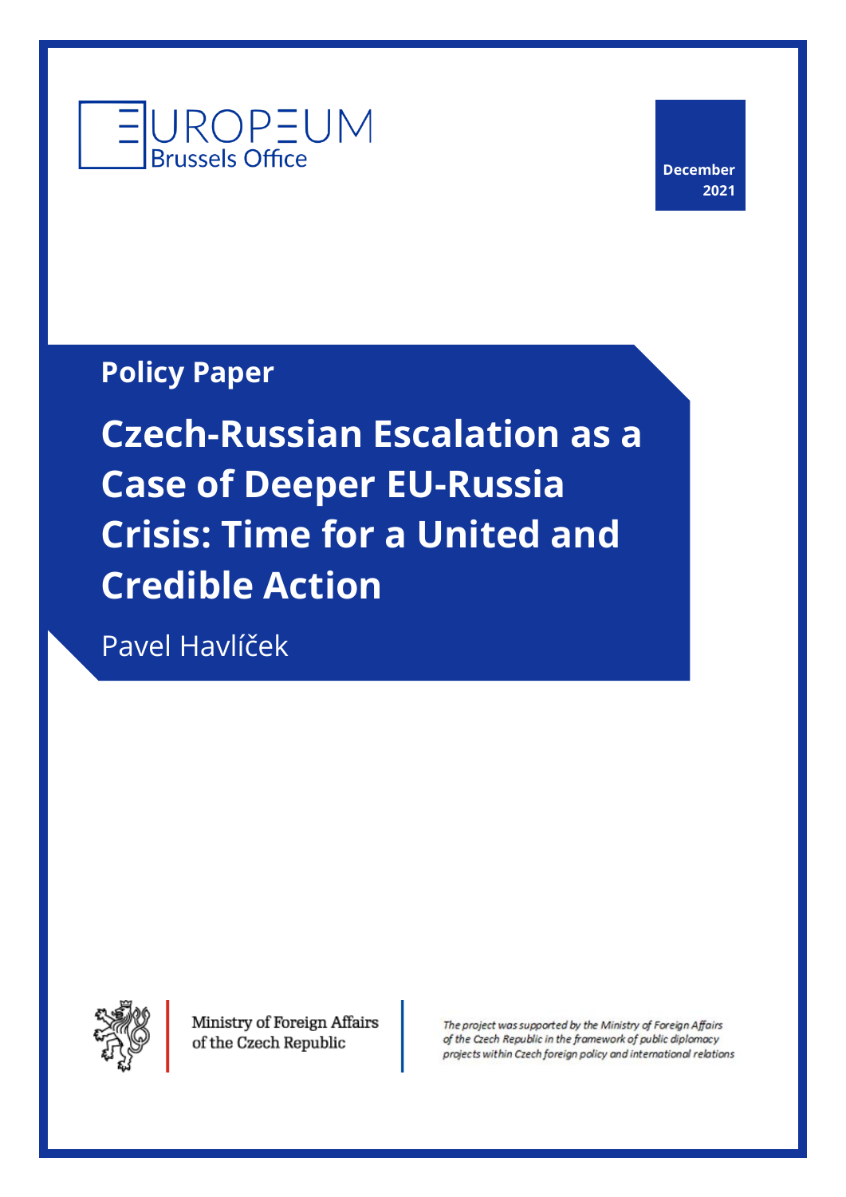EUROPEUM
Brussels Office

December 2021

**Policy Paper**

# Czech-Russian Escalation as a Case of Deeper EU-Russia Crisis: Time for a United and Credible Action

Pavel Havlíček

Ministry of Foreign Affairs of the Czech Republic

*The project was supported by the Ministry of Foreign Affairs of the Czech Republic in the framework of public diplomacy projects within Czech foreign policy and international relations*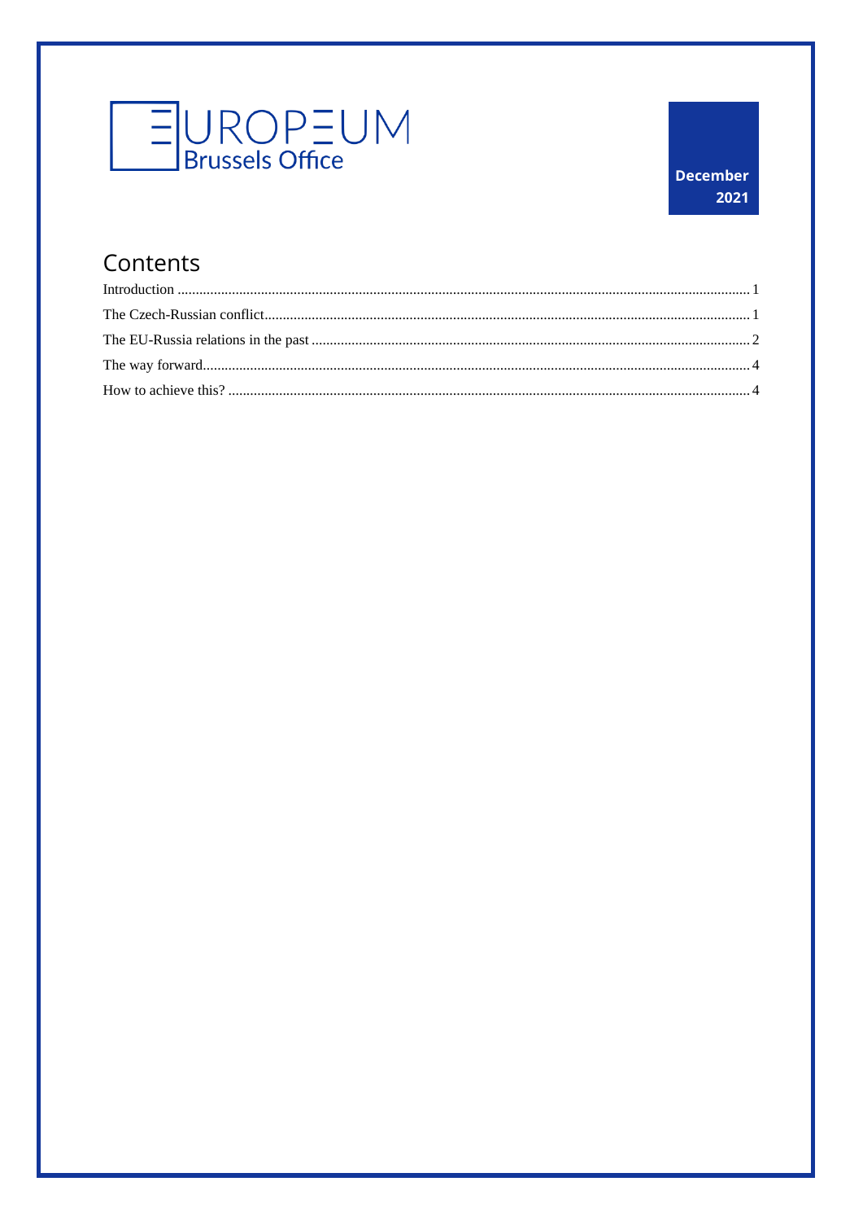EUROPEUM Brussels Office

December 2021

## Contents

Introduction ........................................................................................................................................................ 1

The Czech-Russian conflict.................................................................................................................................. 1

The EU-Russia relations in the past ..................................................................................................................... 2

The way forward.................................................................................................................................................. 4

How to achieve this? ........................................................................................................................................... 4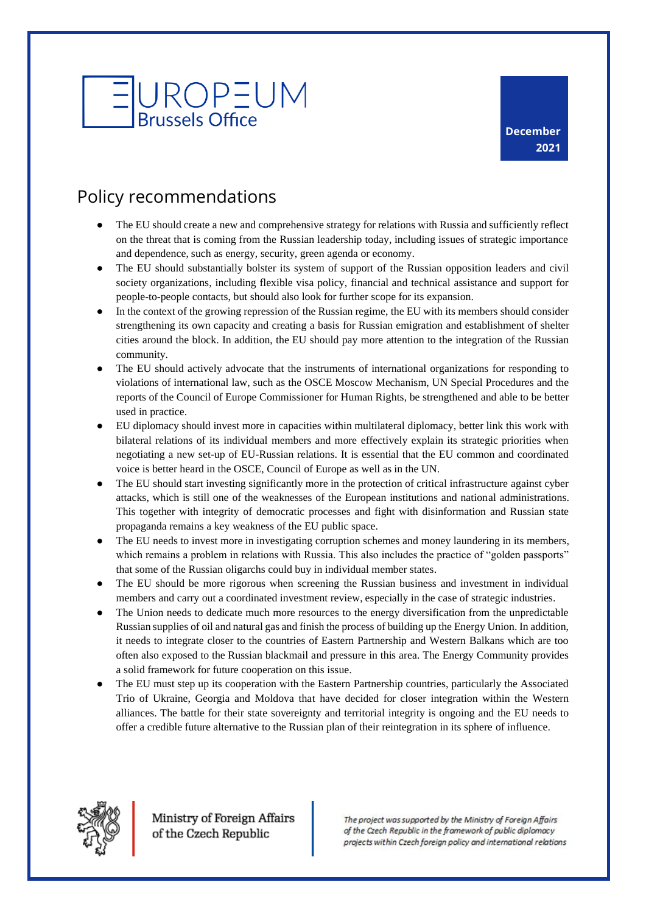# Policy recommendations

- The EU should create a new and comprehensive strategy for relations with Russia and sufficiently reflect on the threat that is coming from the Russian leadership today, including issues of strategic importance and dependence, such as energy, security, green agenda or economy.
- The EU should substantially bolster its system of support of the Russian opposition leaders and civil society organizations, including flexible visa policy, financial and technical assistance and support for people-to-people contacts, but should also look for further scope for its expansion.
- In the context of the growing repression of the Russian regime, the EU with its members should consider strengthening its own capacity and creating a basis for Russian emigration and establishment of shelter cities around the block. In addition, the EU should pay more attention to the integration of the Russian community.
- The EU should actively advocate that the instruments of international organizations for responding to violations of international law, such as the OSCE Moscow Mechanism, UN Special Procedures and the reports of the Council of Europe Commissioner for Human Rights, be strengthened and able to be better used in practice.
- EU diplomacy should invest more in capacities within multilateral diplomacy, better link this work with bilateral relations of its individual members and more effectively explain its strategic priorities when negotiating a new set-up of EU-Russian relations. It is essential that the EU common and coordinated voice is better heard in the OSCE, Council of Europe as well as in the UN.
- The EU should start investing significantly more in the protection of critical infrastructure against cyber attacks, which is still one of the weaknesses of the European institutions and national administrations. This together with integrity of democratic processes and fight with disinformation and Russian state propaganda remains a key weakness of the EU public space.
- The EU needs to invest more in investigating corruption schemes and money laundering in its members, which remains a problem in relations with Russia. This also includes the practice of "golden passports" that some of the Russian oligarchs could buy in individual member states.
- The EU should be more rigorous when screening the Russian business and investment in individual members and carry out a coordinated investment review, especially in the case of strategic industries.
- The Union needs to dedicate much more resources to the energy diversification from the unpredictable Russian supplies of oil and natural gas and finish the process of building up the Energy Union. In addition, it needs to integrate closer to the countries of Eastern Partnership and Western Balkans which are too often also exposed to the Russian blackmail and pressure in this area. The Energy Community provides a solid framework for future cooperation on this issue.
- The EU must step up its cooperation with the Eastern Partnership countries, particularly the Associated Trio of Ukraine, Georgia and Moldova that have decided for closer integration within the Western alliances. The battle for their state sovereignty and territorial integrity is ongoing and the EU needs to offer a credible future alternative to the Russian plan of their reintegration in its sphere of influence.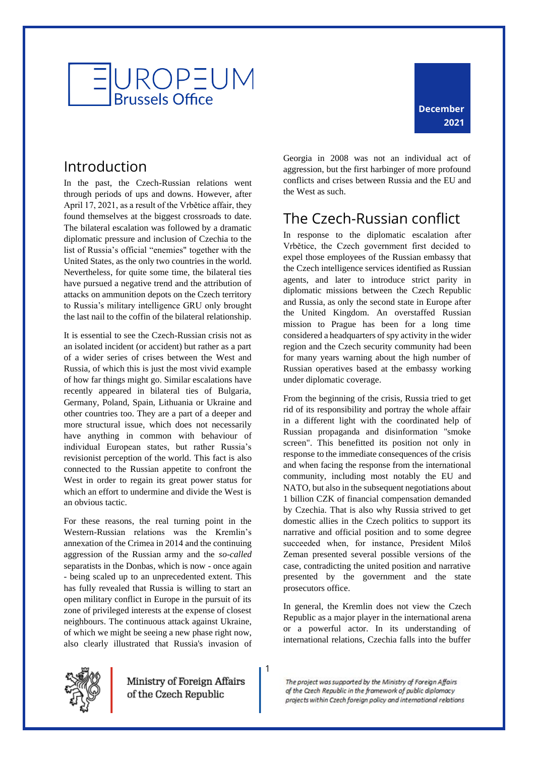## Introduction

In the past, the Czech-Russian relations went through periods of ups and downs. However, after April 17, 2021, as a result of the Vrbětice affair, they found themselves at the biggest crossroads to date. The bilateral escalation was followed by a dramatic diplomatic pressure and inclusion of Czechia to the list of Russia's official "enemies" together with the United States, as the only two countries in the world. Nevertheless, for quite some time, the bilateral ties have pursued a negative trend and the attribution of attacks on ammunition depots on the Czech territory to Russia's military intelligence GRU only brought the last nail to the coffin of the bilateral relationship.

It is essential to see the Czech-Russian crisis not as an isolated incident (or accident) but rather as a part of a wider series of crises between the West and Russia, of which this is just the most vivid example of how far things might go. Similar escalations have recently appeared in bilateral ties of Bulgaria, Germany, Poland, Spain, Lithuania or Ukraine and other countries too. They are a part of a deeper and more structural issue, which does not necessarily have anything in common with behaviour of individual European states, but rather Russia's revisionist perception of the world. This fact is also connected to the Russian appetite to confront the West in order to regain its great power status for which an effort to undermine and divide the West is an obvious tactic.

For these reasons, the real turning point in the Western-Russian relations was the Kremlin's annexation of the Crimea in 2014 and the continuing aggression of the Russian army and the *so-called* separatists in the Donbas, which is now - once again - being scaled up to an unprecedented extent. This has fully revealed that Russia is willing to start an open military conflict in Europe in the pursuit of its zone of privileged interests at the expense of closest neighbours. The continuous attack against Ukraine, of which we might be seeing a new phase right now, also clearly illustrated that Russia's invasion of Georgia in 2008 was not an individual act of aggression, but the first harbinger of more profound conflicts and crises between Russia and the EU and the West as such.

## The Czech-Russian conflict

In response to the diplomatic escalation after Vrbětice, the Czech government first decided to expel those employees of the Russian embassy that the Czech intelligence services identified as Russian agents, and later to introduce strict parity in diplomatic missions between the Czech Republic and Russia, as only the second state in Europe after the United Kingdom. An overstaffed Russian mission to Prague has been for a long time considered a headquarters of spy activity in the wider region and the Czech security community had been for many years warning about the high number of Russian operatives based at the embassy working under diplomatic coverage.

From the beginning of the crisis, Russia tried to get rid of its responsibility and portray the whole affair in a different light with the coordinated help of Russian propaganda and disinformation "smoke screen". This benefitted its position not only in response to the immediate consequences of the crisis and when facing the response from the international community, including most notably the EU and NATO, but also in the subsequent negotiations about 1 billion CZK of financial compensation demanded by Czechia. That is also why Russia strived to get domestic allies in the Czech politics to support its narrative and official position and to some degree succeeded when, for instance, President Miloš Zeman presented several possible versions of the case, contradicting the united position and narrative presented by the government and the state prosecutors office.

In general, the Kremlin does not view the Czech Republic as a major player in the international arena or a powerful actor. In its understanding of international relations, Czechia falls into the buffer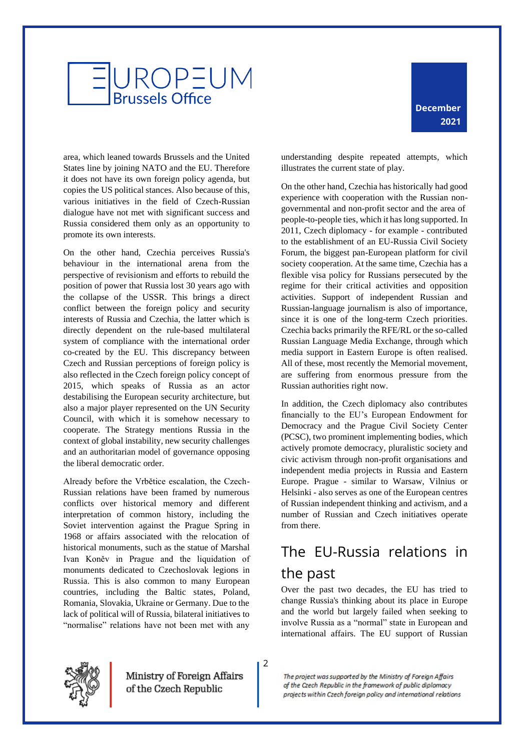area, which leaned towards Brussels and the United States line by joining NATO and the EU. Therefore it does not have its own foreign policy agenda, but copies the US political stances. Also because of this, various initiatives in the field of Czech-Russian dialogue have not met with significant success and Russia considered them only as an opportunity to promote its own interests.

On the other hand, Czechia perceives Russia's behaviour in the international arena from the perspective of revisionism and efforts to rebuild the position of power that Russia lost 30 years ago with the collapse of the USSR. This brings a direct conflict between the foreign policy and security interests of Russia and Czechia, the latter which is directly dependent on the rule-based multilateral system of compliance with the international order co-created by the EU. This discrepancy between Czech and Russian perceptions of foreign policy is also reflected in the Czech foreign policy concept of 2015, which speaks of Russia as an actor destabilising the European security architecture, but also a major player represented on the UN Security Council, with which it is somehow necessary to cooperate. The Strategy mentions Russia in the context of global instability, new security challenges and an authoritarian model of governance opposing the liberal democratic order.

Already before the Vrbětice escalation, the Czech-Russian relations have been framed by numerous conflicts over historical memory and different interpretation of common history, including the Soviet intervention against the Prague Spring in 1968 or affairs associated with the relocation of historical monuments, such as the statue of Marshal Ivan Koněv in Prague and the liquidation of monuments dedicated to Czechoslovak legions in Russia. This is also common to many European countries, including the Baltic states, Poland, Romania, Slovakia, Ukraine or Germany. Due to the lack of political will of Russia, bilateral initiatives to "normalise" relations have not been met with any understanding despite repeated attempts, which illustrates the current state of play.

On the other hand, Czechia has historically had good experience with cooperation with the Russian non-governmental and non-profit sector and the area of people-to-people ties, which it has long supported. In 2011, Czech diplomacy - for example - contributed to the establishment of an EU-Russia Civil Society Forum, the biggest pan-European platform for civil society cooperation. At the same time, Czechia has a flexible visa policy for Russians persecuted by the regime for their critical activities and opposition activities. Support of independent Russian and Russian-language journalism is also of importance, since it is one of the long-term Czech priorities. Czechia backs primarily the RFE/RL or the so-called Russian Language Media Exchange, through which media support in Eastern Europe is often realised. All of these, most recently the Memorial movement, are suffering from enormous pressure from the Russian authorities right now.

In addition, the Czech diplomacy also contributes financially to the EU's European Endowment for Democracy and the Prague Civil Society Center (PCSC), two prominent implementing bodies, which actively promote democracy, pluralistic society and civic activism through non-profit organisations and independent media projects in Russia and Eastern Europe. Prague - similar to Warsaw, Vilnius or Helsinki - also serves as one of the European centres of Russian independent thinking and activism, and a number of Russian and Czech initiatives operate from there.

## The EU-Russia relations in the past

Over the past two decades, the EU has tried to change Russia's thinking about its place in Europe and the world but largely failed when seeking to involve Russia as a "normal" state in European and international affairs. The EU support of Russian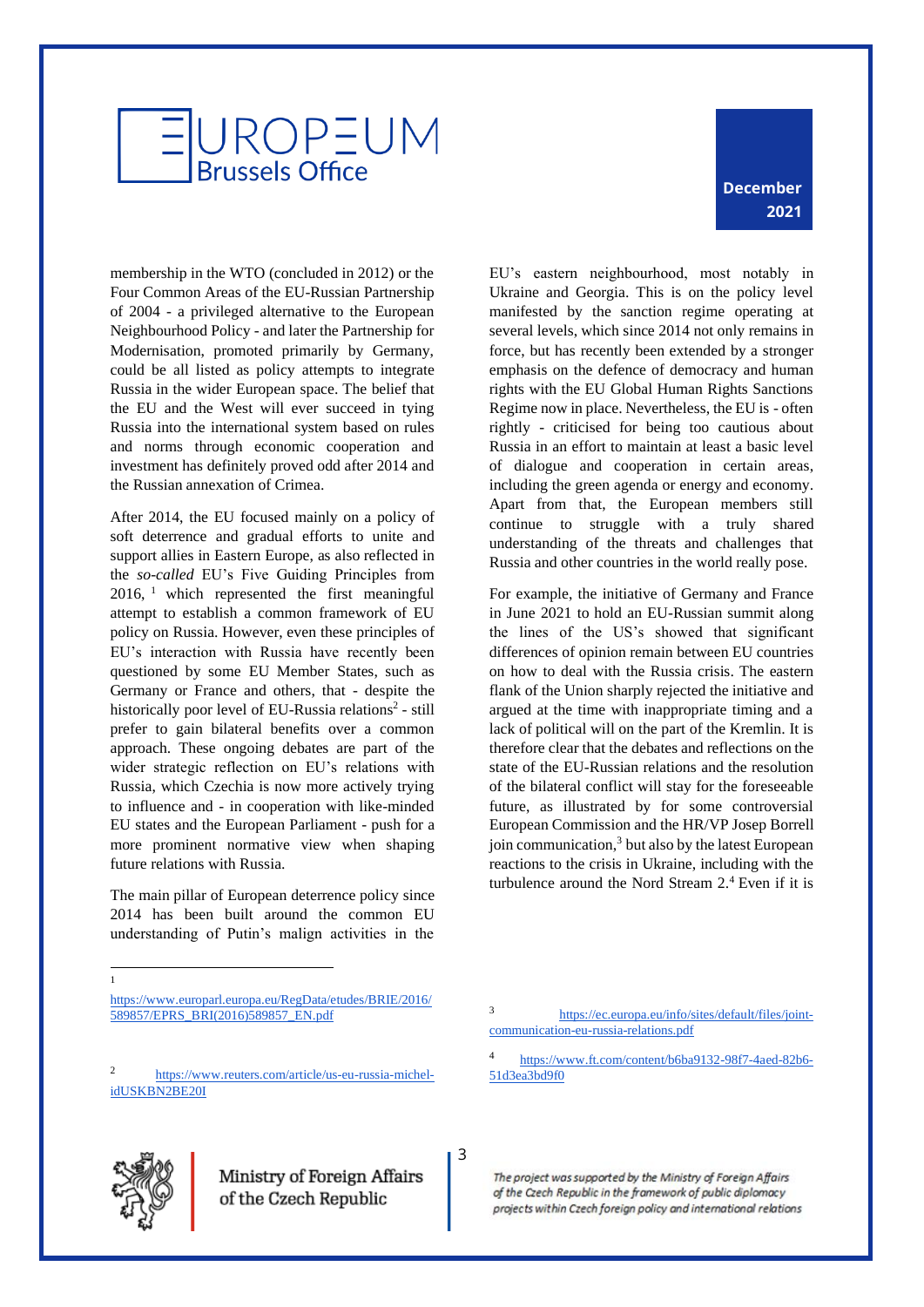membership in the WTO (concluded in 2012) or the Four Common Areas of the EU-Russian Partnership of 2004 - a privileged alternative to the European Neighbourhood Policy - and later the Partnership for Modernisation, promoted primarily by Germany, could be all listed as policy attempts to integrate Russia in the wider European space. The belief that the EU and the West will ever succeed in tying Russia into the international system based on rules and norms through economic cooperation and investment has definitely proved odd after 2014 and the Russian annexation of Crimea.

After 2014, the EU focused mainly on a policy of soft deterrence and gradual efforts to unite and support allies in Eastern Europe, as also reflected in the *so-called* EU's Five Guiding Principles from 2016, [1] which represented the first meaningful attempt to establish a common framework of EU policy on Russia. However, even these principles of EU's interaction with Russia have recently been questioned by some EU Member States, such as Germany or France and others, that - despite the historically poor level of EU-Russia relations[2] - still prefer to gain bilateral benefits over a common approach. These ongoing debates are part of the wider strategic reflection on EU's relations with Russia, which Czechia is now more actively trying to influence and - in cooperation with like-minded EU states and the European Parliament - push for a more prominent normative view when shaping future relations with Russia.

The main pillar of European deterrence policy since 2014 has been built around the common EU understanding of Putin's malign activities in the EU's eastern neighbourhood, most notably in Ukraine and Georgia. This is on the policy level manifested by the sanction regime operating at several levels, which since 2014 not only remains in force, but has recently been extended by a stronger emphasis on the defence of democracy and human rights with the EU Global Human Rights Sanctions Regime now in place. Nevertheless, the EU is - often rightly - criticised for being too cautious about Russia in an effort to maintain at least a basic level of dialogue and cooperation in certain areas, including the green agenda or energy and economy. Apart from that, the European members still continue to struggle with a truly shared understanding of the threats and challenges that Russia and other countries in the world really pose.

For example, the initiative of Germany and France in June 2021 to hold an EU-Russian summit along the lines of the US's showed that significant differences of opinion remain between EU countries on how to deal with the Russia crisis. The eastern flank of the Union sharply rejected the initiative and argued at the time with inappropriate timing and a lack of political will on the part of the Kremlin. It is therefore clear that the debates and reflections on the state of the EU-Russian relations and the resolution of the bilateral conflict will stay for the foreseeable future, as illustrated by for some controversial European Commission and the HR/VP Josep Borrell join communication,[3] but also by the latest European reactions to the crisis in Ukraine, including with the turbulence around the Nord Stream 2.[4] Even if it is

---

[1] https://www.europarl.europa.eu/RegData/etudes/BRIE/2016/589857/EPRS_BRI(2016)589857_EN.pdf

[2] https://www.reuters.com/article/us-eu-russia-michel-idUSKBN2BE20I

[3] https://ec.europa.eu/info/sites/default/files/joint-communication-eu-russia-relations.pdf

[4] https://www.ft.com/content/b6ba9132-98f7-4aed-82b6-51d3ea3bd9f0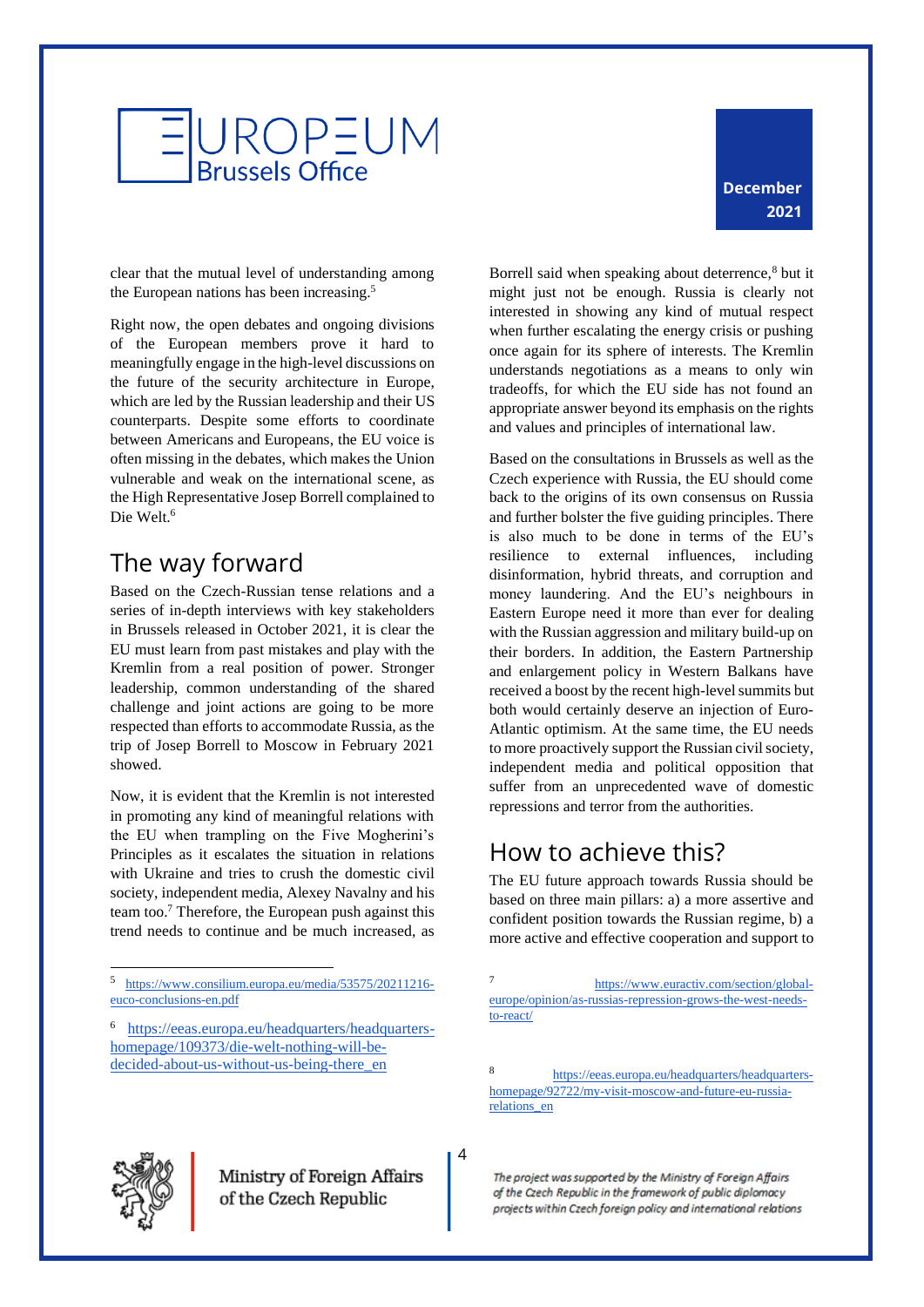clear that the mutual level of understanding among the European nations has been increasing.[5]

Right now, the open debates and ongoing divisions of the European members prove it hard to meaningfully engage in the high-level discussions on the future of the security architecture in Europe, which are led by the Russian leadership and their US counterparts. Despite some efforts to coordinate between Americans and Europeans, the EU voice is often missing in the debates, which makes the Union vulnerable and weak on the international scene, as the High Representative Josep Borrell complained to Die Welt.[6]

## The way forward

Based on the Czech-Russian tense relations and a series of in-depth interviews with key stakeholders in Brussels released in October 2021, it is clear the EU must learn from past mistakes and play with the Kremlin from a real position of power. Stronger leadership, common understanding of the shared challenge and joint actions are going to be more respected than efforts to accommodate Russia, as the trip of Josep Borrell to Moscow in February 2021 showed.

Now, it is evident that the Kremlin is not interested in promoting any kind of meaningful relations with the EU when trampling on the Five Mogherini's Principles as it escalates the situation in relations with Ukraine and tries to crush the domestic civil society, independent media, Alexey Navalny and his team too.[7] Therefore, the European push against this trend needs to continue and be much increased, as Borrell said when speaking about deterrence,[8] but it might just not be enough. Russia is clearly not interested in showing any kind of mutual respect when further escalating the energy crisis or pushing once again for its sphere of interests. The Kremlin understands negotiations as a means to only win tradeoffs, for which the EU side has not found an appropriate answer beyond its emphasis on the rights and values and principles of international law.

Based on the consultations in Brussels as well as the Czech experience with Russia, the EU should come back to the origins of its own consensus on Russia and further bolster the five guiding principles. There is also much to be done in terms of the EU's resilience to external influences, including disinformation, hybrid threats, and corruption and money laundering. And the EU's neighbours in Eastern Europe need it more than ever for dealing with the Russian aggression and military build-up on their borders. In addition, the Eastern Partnership and enlargement policy in Western Balkans have received a boost by the recent high-level summits but both would certainly deserve an injection of Euro-Atlantic optimism. At the same time, the EU needs to more proactively support the Russian civil society, independent media and political opposition that suffer from an unprecedented wave of domestic repressions and terror from the authorities.

## How to achieve this?

The EU future approach towards Russia should be based on three main pillars: a) a more assertive and confident position towards the Russian regime, b) a more active and effective cooperation and support to

---

[5] https://www.consilium.europa.eu/media/53575/20211216-euco-conclusions-en.pdf

[6] https://eeas.europa.eu/headquarters/headquarters-homepage/109373/die-welt-nothing-will-be-decided-about-us-without-us-being-there_en

[7] https://www.euractiv.com/section/global-europe/opinion/as-russias-repression-grows-the-west-needs-to-react/

[8] https://eeas.europa.eu/headquarters/headquarters-homepage/92722/my-visit-moscow-and-future-eu-russia-relations_en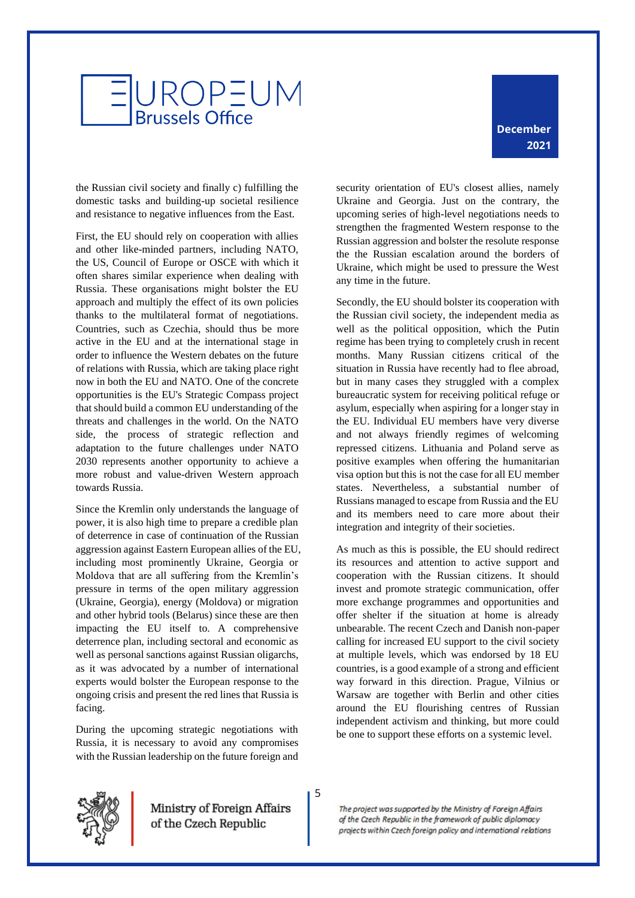the Russian civil society and finally c) fulfilling the domestic tasks and building-up societal resilience and resistance to negative influences from the East.

First, the EU should rely on cooperation with allies and other like-minded partners, including NATO, the US, Council of Europe or OSCE with which it often shares similar experience when dealing with Russia. These organisations might bolster the EU approach and multiply the effect of its own policies thanks to the multilateral format of negotiations. Countries, such as Czechia, should thus be more active in the EU and at the international stage in order to influence the Western debates on the future of relations with Russia, which are taking place right now in both the EU and NATO. One of the concrete opportunities is the EU's Strategic Compass project that should build a common EU understanding of the threats and challenges in the world. On the NATO side, the process of strategic reflection and adaptation to the future challenges under NATO 2030 represents another opportunity to achieve a more robust and value-driven Western approach towards Russia.

Since the Kremlin only understands the language of power, it is also high time to prepare a credible plan of deterrence in case of continuation of the Russian aggression against Eastern European allies of the EU, including most prominently Ukraine, Georgia or Moldova that are all suffering from the Kremlin's pressure in terms of the open military aggression (Ukraine, Georgia), energy (Moldova) or migration and other hybrid tools (Belarus) since these are then impacting the EU itself to. A comprehensive deterrence plan, including sectoral and economic as well as personal sanctions against Russian oligarchs, as it was advocated by a number of international experts would bolster the European response to the ongoing crisis and present the red lines that Russia is facing.

During the upcoming strategic negotiations with Russia, it is necessary to avoid any compromises with the Russian leadership on the future foreign and security orientation of EU's closest allies, namely Ukraine and Georgia. Just on the contrary, the upcoming series of high-level negotiations needs to strengthen the fragmented Western response to the Russian aggression and bolster the resolute response the the Russian escalation around the borders of Ukraine, which might be used to pressure the West any time in the future.

Secondly, the EU should bolster its cooperation with the Russian civil society, the independent media as well as the political opposition, which the Putin regime has been trying to completely crush in recent months. Many Russian citizens critical of the situation in Russia have recently had to flee abroad, but in many cases they struggled with a complex bureaucratic system for receiving political refuge or asylum, especially when aspiring for a longer stay in the EU. Individual EU members have very diverse and not always friendly regimes of welcoming repressed citizens. Lithuania and Poland serve as positive examples when offering the humanitarian visa option but this is not the case for all EU member states. Nevertheless, a substantial number of Russians managed to escape from Russia and the EU and its members need to care more about their integration and integrity of their societies.

As much as this is possible, the EU should redirect its resources and attention to active support and cooperation with the Russian citizens. It should invest and promote strategic communication, offer more exchange programmes and opportunities and offer shelter if the situation at home is already unbearable. The recent Czech and Danish non-paper calling for increased EU support to the civil society at multiple levels, which was endorsed by 18 EU countries, is a good example of a strong and efficient way forward in this direction. Prague, Vilnius or Warsaw are together with Berlin and other cities around the EU flourishing centres of Russian independent activism and thinking, but more could be one to support these efforts on a systemic level.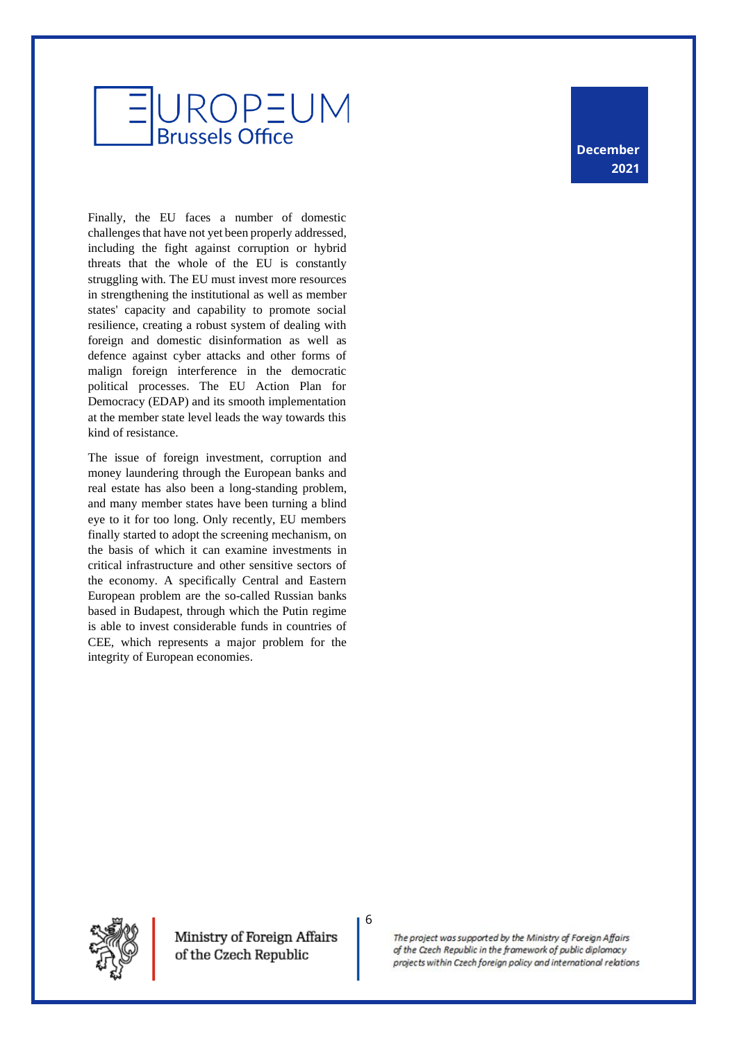Finally, the EU faces a number of domestic challenges that have not yet been properly addressed, including the fight against corruption or hybrid threats that the whole of the EU is constantly struggling with. The EU must invest more resources in strengthening the institutional as well as member states' capacity and capability to promote social resilience, creating a robust system of dealing with foreign and domestic disinformation as well as defence against cyber attacks and other forms of malign foreign interference in the democratic political processes. The EU Action Plan for Democracy (EDAP) and its smooth implementation at the member state level leads the way towards this kind of resistance.

The issue of foreign investment, corruption and money laundering through the European banks and real estate has also been a long-standing problem, and many member states have been turning a blind eye to it for too long. Only recently, EU members finally started to adopt the screening mechanism, on the basis of which it can examine investments in critical infrastructure and other sensitive sectors of the economy. A specifically Central and Eastern European problem are the so-called Russian banks based in Budapest, through which the Putin regime is able to invest considerable funds in countries of CEE, which represents a major problem for the integrity of European economies.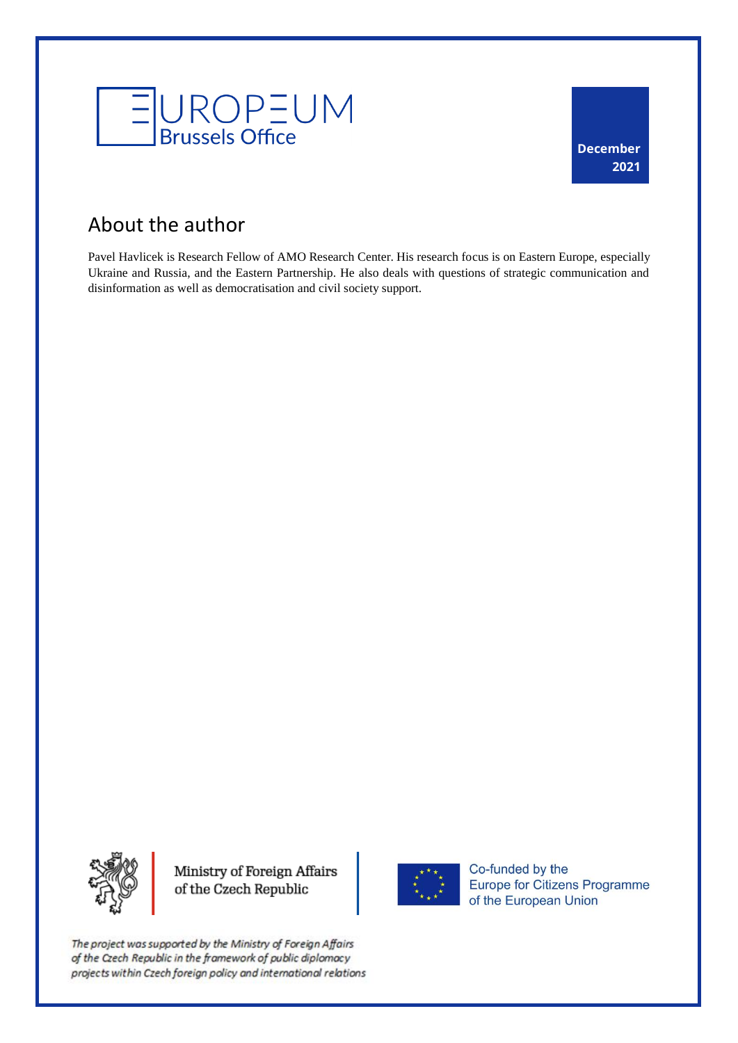EUROPEUM
Brussels Office

**December 2021**

## About the author

Pavel Havlicek is Research Fellow of AMO Research Center. His research focus is on Eastern Europe, especially Ukraine and Russia, and the Eastern Partnership. He also deals with questions of strategic communication and disinformation as well as democratisation and civil society support.

Ministry of Foreign Affairs of the Czech Republic

Co-funded by the Europe for Citizens Programme of the European Union

*The project was supported by the Ministry of Foreign Affairs of the Czech Republic in the framework of public diplomacy projects within Czech foreign policy and international relations*